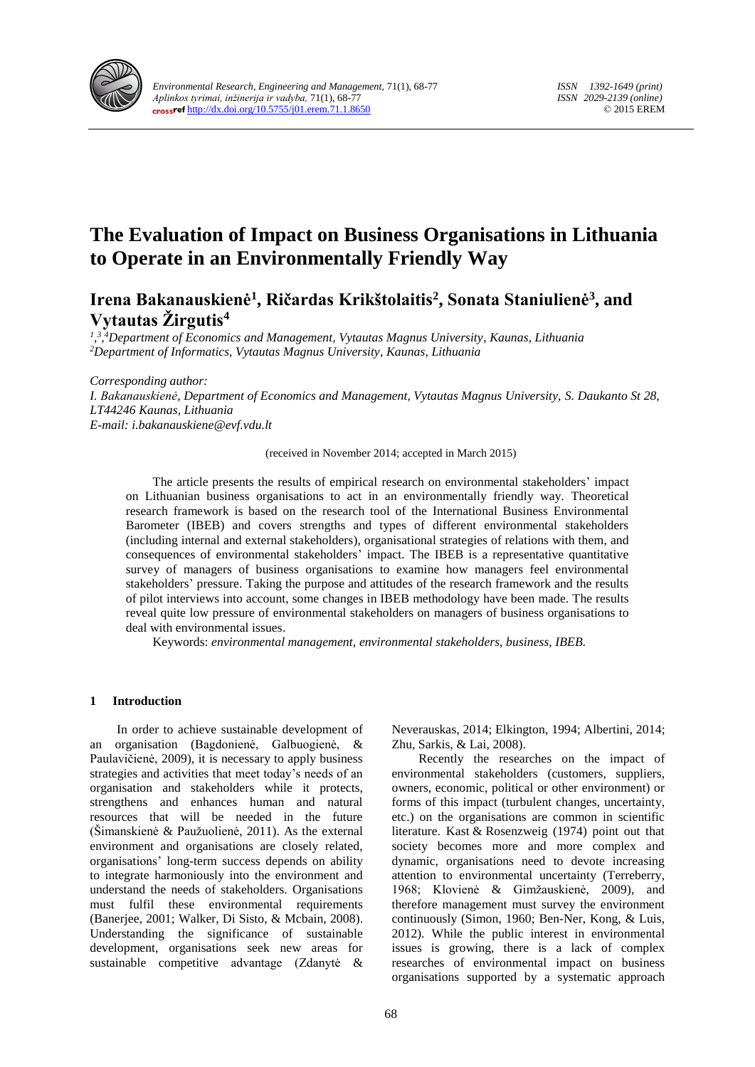# The Evaluation of Impact on Business Organisations in Lithuania to Operate in an Environmentally Friendly Way

## Irena Bakanauskienė[1], Ričardas Krikštolaitis[2], Sonata Staniulienė[3], and Vytautas Žirgutis[4]

*[1,3,4]Department of Economics and Management, Vytautas Magnus University, Kaunas, Lithuania*
*[2]Department of Informatics, Vytautas Magnus University, Kaunas, Lithuania*

*Corresponding author:*
*I. Bakanauskienė, Department of Economics and Management, Vytautas Magnus University, S. Daukanto St 28, LT44246 Kaunas, Lithuania*
*E-mail: i.bakanauskiene@evf.vdu.lt*

(received in November 2014; accepted in March 2015)

The article presents the results of empirical research on environmental stakeholders' impact on Lithuanian business organisations to act in an environmentally friendly way. Theoretical research framework is based on the research tool of the International Business Environmental Barometer (IBEB) and covers strengths and types of different environmental stakeholders (including internal and external stakeholders), organisational strategies of relations with them, and consequences of environmental stakeholders' impact. The IBEB is a representative quantitative survey of managers of business organisations to examine how managers feel environmental stakeholders' pressure. Taking the purpose and attitudes of the research framework and the results of pilot interviews into account, some changes in IBEB methodology have been made. The results reveal quite low pressure of environmental stakeholders on managers of business organisations to deal with environmental issues.

Keywords: *environmental management, environmental stakeholders, business, IBEB.*

## 1 Introduction

In order to achieve sustainable development of an organisation (Bagdonienė, Galbuogienė, & Paulavičienė, 2009), it is necessary to apply business strategies and activities that meet today's needs of an organisation and stakeholders while it protects, strengthens and enhances human and natural resources that will be needed in the future (Šimanskienė & Paužuolienė, 2011). As the external environment and organisations are closely related, organisations' long-term success depends on ability to integrate harmoniously into the environment and understand the needs of stakeholders. Organisations must fulfil these environmental requirements (Banerjee, 2001; Walker, Di Sisto, & Mcbain, 2008). Understanding the significance of sustainable development, organisations seek new areas for sustainable competitive advantage (Zdanytė & Neverauskas, 2014; Elkington, 1994; Albertini, 2014; Zhu, Sarkis, & Lai, 2008).

Recently the researches on the impact of environmental stakeholders (customers, suppliers, owners, economic, political or other environment) or forms of this impact (turbulent changes, uncertainty, etc.) on the organisations are common in scientific literature. Kast & Rosenzweig (1974) point out that society becomes more and more complex and dynamic, organisations need to devote increasing attention to environmental uncertainty (Terreberry, 1968; Klovienė & Gimžauskienė, 2009), and therefore management must survey the environment continuously (Simon, 1960; Ben-Ner, Kong, & Luis, 2012). While the public interest in environmental issues is growing, there is a lack of complex researches of environmental impact on business organisations supported by a systematic approach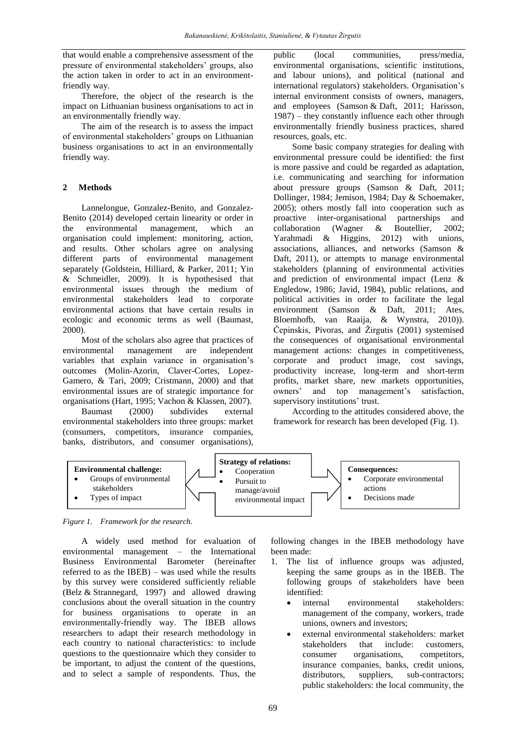that would enable a comprehensive assessment of the pressure of environmental stakeholders' groups, also the action taken in order to act in an environment-friendly way.

Therefore, the object of the research is the impact on Lithuanian business organisations to act in an environmentally friendly way.

The aim of the research is to assess the impact of environmental stakeholders' groups on Lithuanian business organisations to act in an environmentally friendly way.

## 2 Methods

Lannelongue, Gonzalez-Benito, and Gonzalez-Benito (2014) developed certain linearity or order in the environmental management, which an organisation could implement: monitoring, action, and results. Other scholars agree on analysing different parts of environmental management separately (Goldstein, Hilliard, & Parker, 2011; Yin & Schmeidler, 2009). It is hypothesised that environmental issues through the medium of environmental stakeholders lead to corporate environmental actions that have certain results in ecologic and economic terms as well (Baumast, 2000).

Most of the scholars also agree that practices of environmental management are independent variables that explain variance in organisation's outcomes (Molin-Azorin, Claver-Cortes, Lopez-Gamero, & Tari, 2009; Cristmann, 2000) and that environmental issues are of strategic importance for organisations (Hart, 1995; Vachon & Klassen, 2007).

Baumast (2000) subdivides external environmental stakeholders into three groups: market (consumers, competitors, insurance companies, banks, distributors, and consumer organisations), public (local communities, press/media, environmental organisations, scientific institutions, and labour unions), and political (national and international regulators) stakeholders. Organisation's internal environment consists of owners, managers, and employees (Samson & Daft, 2011; Harisson, 1987) – they constantly influence each other through environmentally friendly business practices, shared resources, goals, etc.

Some basic company strategies for dealing with environmental pressure could be identified: the first is more passive and could be regarded as adaptation, i.e. communicating and searching for information about pressure groups (Samson & Daft, 2011; Dollinger, 1984; Jemison, 1984; Day & Schoemaker, 2005); others mostly fall into cooperation such as proactive inter-organisational partnerships and collaboration (Wagner & Boutellier, 2002; Yarahmadi & Higgins, 2012) with unions, associations, alliances, and networks (Samson & Daft, 2011), or attempts to manage environmental stakeholders (planning of environmental activities and prediction of environmental impact (Lenz & Engledow, 1986; Javid, 1984), public relations, and political activities in order to facilitate the legal environment (Samson & Daft, 2011; Ates, Bloemhofb, van Raaija, & Wynstra, 2010)). Čepinskis, Pivoras, and Žirgutis (2001) systemised the consequences of organisational environmental management actions: changes in competitiveness, corporate and product image, cost savings, productivity increase, long-term and short-term profits, market share, new markets opportunities, owners' and top management's satisfaction, supervisory institutions' trust.

According to the attitudes considered above, the framework for research has been developed (Fig. 1).

**Environmental challenge:**
- Groups of environmental stakeholders
- Types of impact

**Strategy of relations:**
- Cooperation
- Pursuit to manage/avoid environmental impact

**Consequences:**
- Corporate environmental actions
- Decisions made

*Figure 1. Framework for the research.*

A widely used method for evaluation of environmental management – the International Business Environmental Barometer (hereinafter referred to as the IBEB) – was used while the results by this survey were considered sufficiently reliable (Belz & Strannegard, 1997) and allowed drawing conclusions about the overall situation in the country for business organisations to operate in an environmentally-friendly way. The IBEB allows researchers to adapt their research methodology in each country to national characteristics: to include questions to the questionnaire which they consider to be important, to adjust the content of the questions, and to select a sample of respondents. Thus, the following changes in the IBEB methodology have been made:

1. The list of influence groups was adjusted, keeping the same groups as in the IBEB. The following groups of stakeholders have been identified:
   - internal environmental stakeholders: management of the company, workers, trade unions, owners and investors;
   - external environmental stakeholders: market stakeholders that include: customers, consumer organisations, competitors, insurance companies, banks, credit unions, distributors, suppliers, sub-contractors; public stakeholders: the local community, the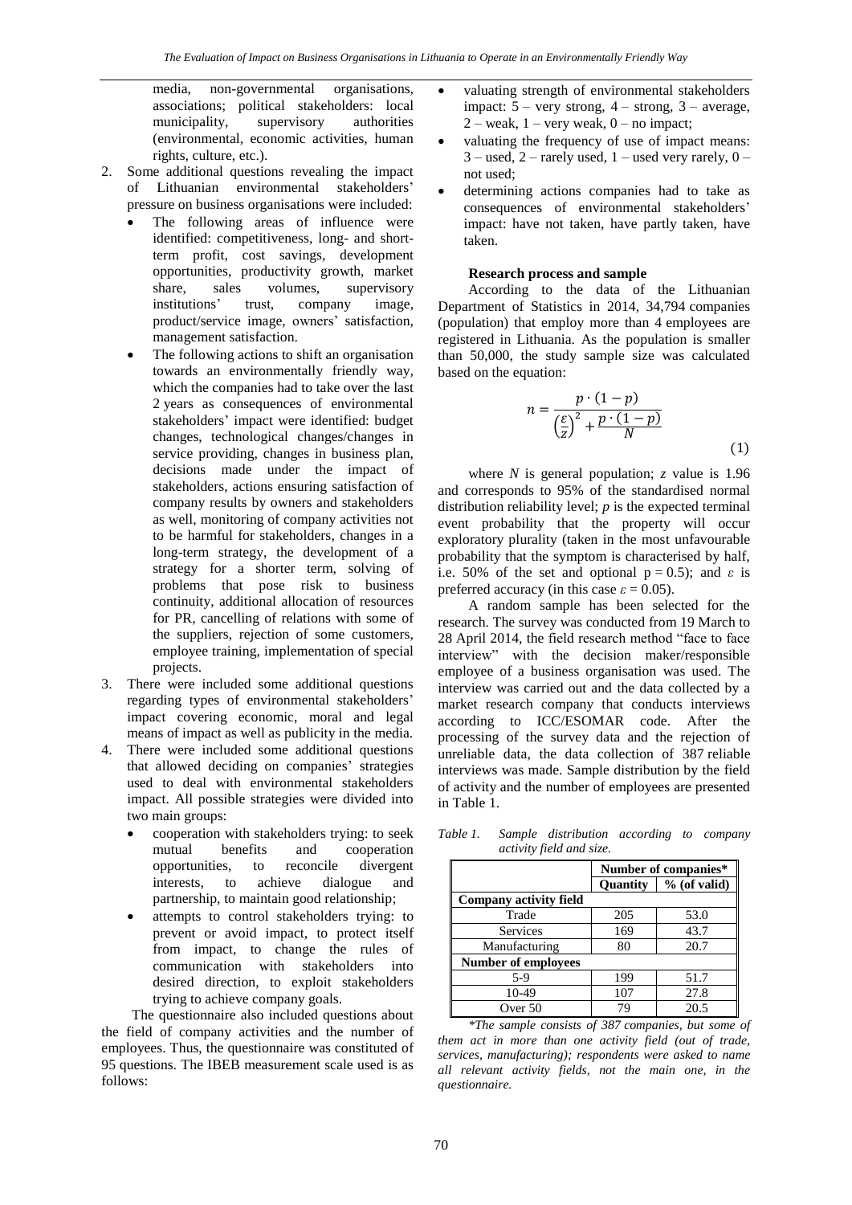media, non-governmental organisations, associations; political stakeholders: local municipality, supervisory authorities (environmental, economic activities, human rights, culture, etc.).

2. Some additional questions revealing the impact of Lithuanian environmental stakeholders' pressure on business organisations were included:
   - The following areas of influence were identified: competitiveness, long- and short-term profit, cost savings, development opportunities, productivity growth, market share, sales volumes, supervisory institutions' trust, company image, product/service image, owners' satisfaction, management satisfaction.
   - The following actions to shift an organisation towards an environmentally friendly way, which the companies had to take over the last 2 years as consequences of environmental stakeholders' impact were identified: budget changes, technological changes/changes in service providing, changes in business plan, decisions made under the impact of stakeholders, actions ensuring satisfaction of company results by owners and stakeholders as well, monitoring of company activities not to be harmful for stakeholders, changes in a long-term strategy, the development of a strategy for a shorter term, solving of problems that pose risk to business continuity, additional allocation of resources for PR, cancelling of relations with some of the suppliers, rejection of some customers, employee training, implementation of special projects.
3. There were included some additional questions regarding types of environmental stakeholders' impact covering economic, moral and legal means of impact as well as publicity in the media.
4. There were included some additional questions that allowed deciding on companies' strategies used to deal with environmental stakeholders impact. All possible strategies were divided into two main groups:
   - cooperation with stakeholders trying: to seek mutual benefits and cooperation opportunities, to reconcile divergent interests, to achieve dialogue and partnership, to maintain good relationship;
   - attempts to control stakeholders trying: to prevent or avoid impact, to protect itself from impact, to change the rules of communication with stakeholders into desired direction, to exploit stakeholders trying to achieve company goals.

The questionnaire also included questions about the field of company activities and the number of employees. Thus, the questionnaire was constituted of 95 questions. The IBEB measurement scale used is as follows:

- valuating strength of environmental stakeholders impact: 5 – very strong, 4 – strong, 3 – average, 2 – weak, 1 – very weak, 0 – no impact;
- valuating the frequency of use of impact means: 3 – used, 2 – rarely used, 1 – used very rarely, 0 – not used;
- determining actions companies had to take as consequences of environmental stakeholders' impact: have not taken, have partly taken, have taken.

### Research process and sample

According to the data of the Lithuanian Department of Statistics in 2014, 34,794 companies (population) that employ more than 4 employees are registered in Lithuania. As the population is smaller than 50,000, the study sample size was calculated based on the equation:

$$n = \frac{p \cdot (1 - p)}{\left(\frac{\varepsilon}{z}\right)^2 + \frac{p \cdot (1 - p)}{N}} \tag{1}$$

where $N$ is general population; $z$ value is 1.96 and corresponds to 95% of the standardised normal distribution reliability level; $p$ is the expected terminal event probability that the property will occur exploratory plurality (taken in the most unfavourable probability that the symptom is characterised by half, i.e. 50% of the set and optional $p = 0.5$); and $\varepsilon$ is preferred accuracy (in this case $\varepsilon = 0.05$).

A random sample has been selected for the research. The survey was conducted from 19 March to 28 April 2014, the field research method "face to face interview" with the decision maker/responsible employee of a business organisation was used. The interview was carried out and the data collected by a market research company that conducts interviews according to ICC/ESOMAR code. After the processing of the survey data and the rejection of unreliable data, the data collection of 387 reliable interviews was made. Sample distribution by the field of activity and the number of employees are presented in Table 1.

*Table 1. Sample distribution according to company activity field and size.*

| | Number of companies* | |
|---|---|---|
| | **Quantity** | **% (of valid)** |
| **Company activity field** | | |
| Trade | 205 | 53.0 |
| Services | 169 | 43.7 |
| Manufacturing | 80 | 20.7 |
| **Number of employees** | | |
| 5-9 | 199 | 51.7 |
| 10-49 | 107 | 27.8 |
| Over 50 | 79 | 20.5 |

*\*The sample consists of 387 companies, but some of them act in more than one activity field (out of trade, services, manufacturing); respondents were asked to name all relevant activity fields, not the main one, in the questionnaire.*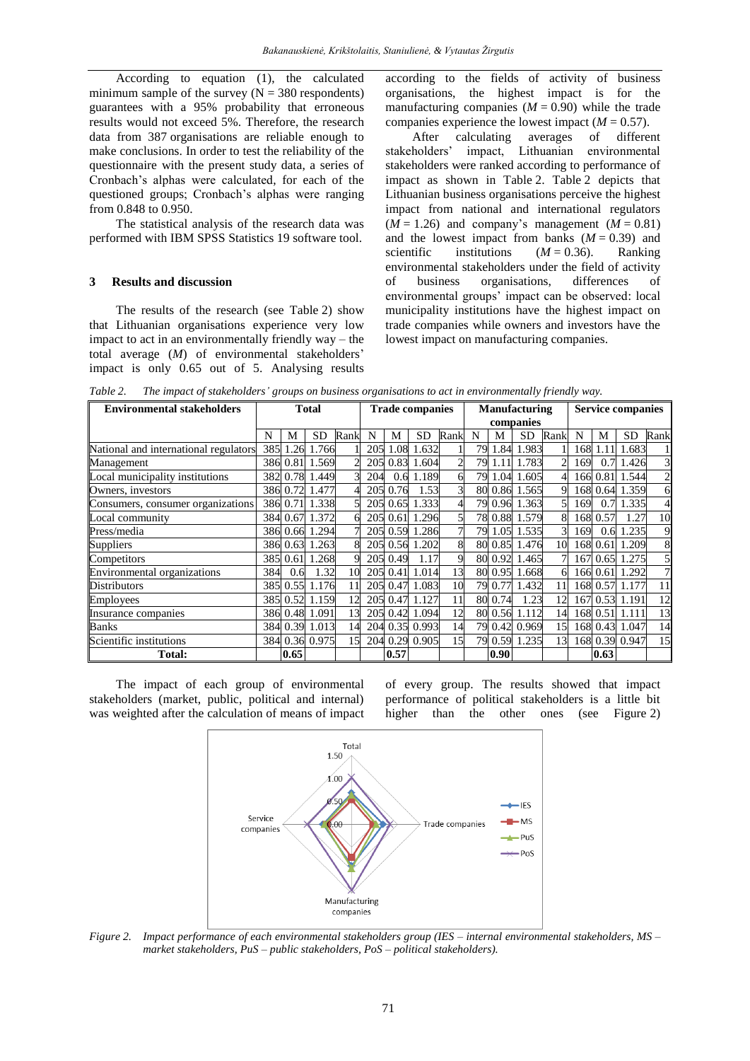According to equation (1), the calculated minimum sample of the survey (N = 380 respondents) guarantees with a 95% probability that erroneous results would not exceed 5%. Therefore, the research data from 387 organisations are reliable enough to make conclusions. In order to test the reliability of the questionnaire with the present study data, a series of Cronbach's alphas were calculated, for each of the questioned groups; Cronbach's alphas were ranging from 0.848 to 0.950.

The statistical analysis of the research data was performed with IBM SPSS Statistics 19 software tool.

## 3 Results and discussion

The results of the research (see Table 2) show that Lithuanian organisations experience very low impact to act in an environmentally friendly way – the total average (*M*) of environmental stakeholders' impact is only 0.65 out of 5. Analysing results according to the fields of activity of business organisations, the highest impact is for the manufacturing companies (*M* = 0.90) while the trade companies experience the lowest impact (*M* = 0.57).

After calculating averages of different stakeholders' impact, Lithuanian environmental stakeholders were ranked according to performance of impact as shown in Table 2. Table 2 depicts that Lithuanian business organisations perceive the highest impact from national and international regulators (*M* = 1.26) and company's management (*M* = 0.81) and the lowest impact from banks (*M* = 0.39) and scientific institutions (*M* = 0.36). Ranking environmental stakeholders under the field of activity of business organisations, differences of environmental groups' impact can be observed: local municipality institutions have the highest impact on trade companies while owners and investors have the lowest impact on manufacturing companies.

*Table 2. The impact of stakeholders' groups on business organisations to act in environmentally friendly way.*

| Environmental stakeholders | Total | | | | Trade companies | | | | Manufacturing companies | | | | Service companies | | | |
|---|---|---|---|---|---|---|---|---|---|---|---|---|---|---|---|---|
| | N | M | SD | Rank | N | M | SD | Rank | N | M | SD | Rank | N | M | SD | Rank |
| National and international regulators | 385 | 1.26 | 1.766 | 1 | 205 | 1.08 | 1.632 | 1 | 79 | 1.84 | 1.983 | 1 | 168 | 1.11 | 1.683 | 1 |
| Management | 386 | 0.81 | 1.569 | 2 | 205 | 0.83 | 1.604 | 2 | 79 | 1.11 | 1.783 | 2 | 169 | 0.7 | 1.426 | 3 |
| Local municipality institutions | 382 | 0.78 | 1.449 | 3 | 204 | 0.6 | 1.189 | 6 | 79 | 1.04 | 1.605 | 4 | 166 | 0.81 | 1.544 | 2 |
| Owners, investors | 386 | 0.72 | 1.477 | 4 | 205 | 0.76 | 1.53 | 3 | 80 | 0.86 | 1.565 | 9 | 168 | 0.64 | 1.359 | 6 |
| Consumers, consumer organizations | 386 | 0.71 | 1.338 | 5 | 205 | 0.65 | 1.333 | 4 | 79 | 0.96 | 1.363 | 5 | 169 | 0.7 | 1.335 | 4 |
| Local community | 384 | 0.67 | 1.372 | 6 | 205 | 0.61 | 1.296 | 5 | 78 | 0.88 | 1.579 | 8 | 168 | 0.57 | 1.27 | 10 |
| Press/media | 386 | 0.66 | 1.294 | 7 | 205 | 0.59 | 1.286 | 7 | 79 | 1.05 | 1.535 | 3 | 169 | 0.6 | 1.235 | 9 |
| Suppliers | 386 | 0.63 | 1.263 | 8 | 205 | 0.56 | 1.202 | 8 | 80 | 0.85 | 1.476 | 10 | 168 | 0.61 | 1.209 | 8 |
| Competitors | 385 | 0.61 | 1.268 | 9 | 205 | 0.49 | 1.17 | 9 | 80 | 0.92 | 1.465 | 7 | 167 | 0.65 | 1.275 | 5 |
| Environmental organizations | 384 | 0.6 | 1.32 | 10 | 205 | 0.41 | 1.014 | 13 | 80 | 0.95 | 1.668 | 6 | 166 | 0.61 | 1.292 | 7 |
| Distributors | 385 | 0.55 | 1.176 | 11 | 205 | 0.47 | 1.083 | 10 | 79 | 0.77 | 1.432 | 11 | 168 | 0.57 | 1.177 | 11 |
| Employees | 385 | 0.52 | 1.159 | 12 | 205 | 0.47 | 1.127 | 11 | 80 | 0.74 | 1.23 | 12 | 167 | 0.53 | 1.191 | 12 |
| Insurance companies | 386 | 0.48 | 1.091 | 13 | 205 | 0.42 | 1.094 | 12 | 80 | 0.56 | 1.112 | 14 | 168 | 0.51 | 1.111 | 13 |
| Banks | 384 | 0.39 | 1.013 | 14 | 204 | 0.35 | 0.993 | 14 | 79 | 0.42 | 0.969 | 15 | 168 | 0.43 | 1.047 | 14 |
| Scientific institutions | 384 | 0.36 | 0.975 | 15 | 204 | 0.29 | 0.905 | 15 | 79 | 0.59 | 1.235 | 13 | 168 | 0.39 | 0.947 | 15 |
| **Total:** | | **0.65** | | | | **0.57** | | | | **0.90** | | | | **0.63** | | |

The impact of each group of environmental stakeholders (market, public, political and internal) was weighted after the calculation of means of impact of every group. The results showed that impact performance of political stakeholders is a little bit higher than the other ones (see Figure 2)

*Figure 2. Impact performance of each environmental stakeholders group (IES – internal environmental stakeholders, MS – market stakeholders, PuS – public stakeholders, PoS – political stakeholders).*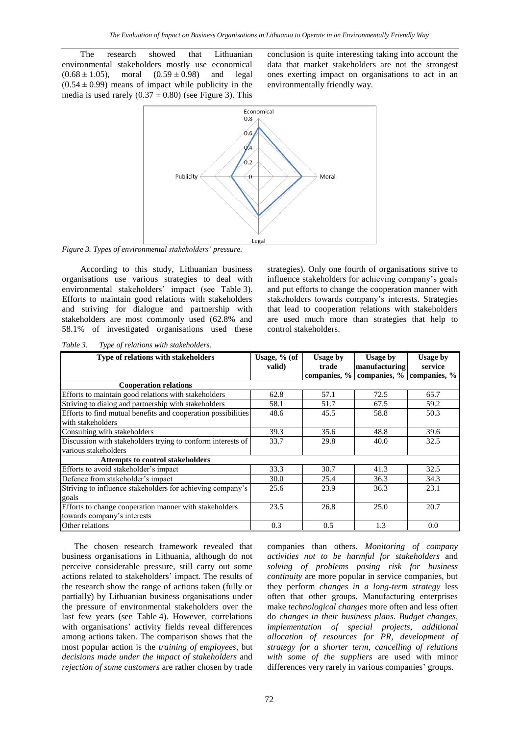The research showed that Lithuanian environmental stakeholders mostly use economical ($0.68 \pm 1.05$), moral ($0.59 \pm 0.98$) and legal ($0.54 \pm 0.99$) means of impact while publicity in the media is used rarely ($0.37 \pm 0.80$) (see Figure 3). This conclusion is quite interesting taking into account the data that market stakeholders are not the strongest ones exerting impact on organisations to act in an environmentally friendly way.

*Figure 3. Types of environmental stakeholders' pressure.*

According to this study, Lithuanian business organisations use various strategies to deal with environmental stakeholders' impact (see Table 3). Efforts to maintain good relations with stakeholders and striving for dialogue and partnership with stakeholders are most commonly used (62.8% and 58.1% of investigated organisations used these strategies). Only one fourth of organisations strive to influence stakeholders for achieving company's goals and put efforts to change the cooperation manner with stakeholders towards company's interests. Strategies that lead to cooperation relations with stakeholders are used much more than strategies that help to control stakeholders.

*Table 3. Type of relations with stakeholders.*

| Type of relations with stakeholders | Usage, % (of valid) | Usage by trade companies, % | Usage by manufacturing companies, % | Usage by service companies, % |
|---|---|---|---|---|
| **Cooperation relations** | | | | |
| Efforts to maintain good relations with stakeholders | 62.8 | 57.1 | 72.5 | 65.7 |
| Striving to dialog and partnership with stakeholders | 58.1 | 51.7 | 67.5 | 59.2 |
| Efforts to find mutual benefits and cooperation possibilities with stakeholders | 48.6 | 45.5 | 58.8 | 50.3 |
| Consulting with stakeholders | 39.3 | 35.6 | 48.8 | 39.6 |
| Discussion with stakeholders trying to conform interests of various stakeholders | 33.7 | 29.8 | 40.0 | 32.5 |
| **Attempts to control stakeholders** | | | | |
| Efforts to avoid stakeholder's impact | 33.3 | 30.7 | 41.3 | 32.5 |
| Defence from stakeholder's impact | 30.0 | 25.4 | 36.3 | 34.3 |
| Striving to influence stakeholders for achieving company's goals | 25.6 | 23.9 | 36.3 | 23.1 |
| Efforts to change cooperation manner with stakeholders towards company's interests | 23.5 | 26.8 | 25.0 | 20.7 |
| Other relations | 0.3 | 0.5 | 1.3 | 0.0 |

The chosen research framework revealed that business organisations in Lithuania, although do not perceive considerable pressure, still carry out some actions related to stakeholders' impact. The results of the research show the range of actions taken (fully or partially) by Lithuanian business organisations under the pressure of environmental stakeholders over the last few years (see Table 4). However, correlations with organisations' activity fields reveal differences among actions taken. The comparison shows that the most popular action is the *training of employees*, but *decisions made under the impact of stakeholders* and *rejection of some customers* are rather chosen by trade companies than others. *Monitoring of company activities not to be harmful for stakeholders* and *solving of problems posing risk for business continuity* are more popular in service companies, but they perform *changes in a long-term strategy* less often that other groups. Manufacturing enterprises make *technological changes* more often and less often do *changes in their business plans*. *Budget changes*, *implementation of special projects*, *additional allocation of resources for PR*, *development of strategy for a shorter term*, *cancelling of relations with some of the suppliers* are used with minor differences very rarely in various companies' groups.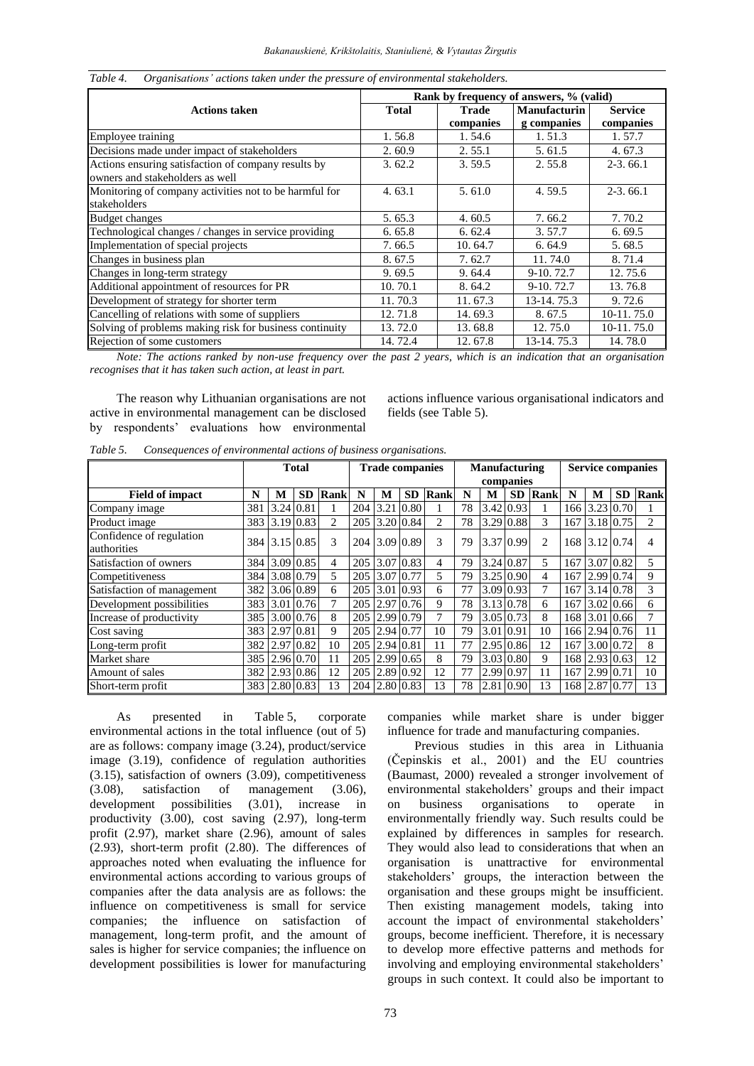*Table 4. Organisations' actions taken under the pressure of environmental stakeholders.*

| Actions taken | Rank by frequency of answers, % (valid) | | | |
|---|---|---|---|---|
| | Total | Trade companies | Manufacturing companies | Service companies |
| Employee training | 1. 56.8 | 1. 54.6 | 1. 51.3 | 1. 57.7 |
| Decisions made under impact of stakeholders | 2. 60.9 | 2. 55.1 | 5. 61.5 | 4. 67.3 |
| Actions ensuring satisfaction of company results by owners and stakeholders as well | 3. 62.2 | 3. 59.5 | 2. 55.8 | 2-3. 66.1 |
| Monitoring of company activities not to be harmful for stakeholders | 4. 63.1 | 5. 61.0 | 4. 59.5 | 2-3. 66.1 |
| Budget changes | 5. 65.3 | 4. 60.5 | 7. 66.2 | 7. 70.2 |
| Technological changes / changes in service providing | 6. 65.8 | 6. 62.4 | 3. 57.7 | 6. 69.5 |
| Implementation of special projects | 7. 66.5 | 10. 64.7 | 6. 64.9 | 5. 68.5 |
| Changes in business plan | 8. 67.5 | 7. 62.7 | 11. 74.0 | 8. 71.4 |
| Changes in long-term strategy | 9. 69.5 | 9. 64.4 | 9-10. 72.7 | 12. 75.6 |
| Additional appointment of resources for PR | 10. 70.1 | 8. 64.2 | 9-10. 72.7 | 13. 76.8 |
| Development of strategy for shorter term | 11. 70.3 | 11. 67.3 | 13-14. 75.3 | 9. 72.6 |
| Cancelling of relations with some of suppliers | 12. 71.8 | 14. 69.3 | 8. 67.5 | 10-11. 75.0 |
| Solving of problems making risk for business continuity | 13. 72.0 | 13. 68.8 | 12. 75.0 | 10-11. 75.0 |
| Rejection of some customers | 14. 72.4 | 12. 67.8 | 13-14. 75.3 | 14. 78.0 |

*Note: The actions ranked by non-use frequency over the past 2 years, which is an indication that an organisation recognises that it has taken such action, at least in part.*

The reason why Lithuanian organisations are not active in environmental management can be disclosed by respondents' evaluations how environmental actions influence various organisational indicators and fields (see Table 5).

*Table 5. Consequences of environmental actions of business organisations.*

| | Total | | | | Trade companies | | | | Manufacturing companies | | | | Service companies | | | |
|---|---|---|---|---|---|---|---|---|---|---|---|---|---|---|---|---|
| Field of impact | N | M | SD | Rank | N | M | SD | Rank | N | M | SD | Rank | N | M | SD | Rank |
| Company image | 381 | 3.24 | 0.81 | 1 | 204 | 3.21 | 0.80 | 1 | 78 | 3.42 | 0.93 | 1 | 166 | 3.23 | 0.70 | 1 |
| Product image | 383 | 3.19 | 0.83 | 2 | 205 | 3.20 | 0.84 | 2 | 78 | 3.29 | 0.88 | 3 | 167 | 3.18 | 0.75 | 2 |
| Confidence of regulation authorities | 384 | 3.15 | 0.85 | 3 | 204 | 3.09 | 0.89 | 3 | 79 | 3.37 | 0.99 | 2 | 168 | 3.12 | 0.74 | 4 |
| Satisfaction of owners | 384 | 3.09 | 0.85 | 4 | 205 | 3.07 | 0.83 | 4 | 79 | 3.24 | 0.87 | 5 | 167 | 3.07 | 0.82 | 5 |
| Competitiveness | 384 | 3.08 | 0.79 | 5 | 205 | 3.07 | 0.77 | 5 | 79 | 3.25 | 0.90 | 4 | 167 | 2.99 | 0.74 | 9 |
| Satisfaction of management | 382 | 3.06 | 0.89 | 6 | 205 | 3.01 | 0.93 | 6 | 77 | 3.09 | 0.93 | 7 | 167 | 3.14 | 0.78 | 3 |
| Development possibilities | 383 | 3.01 | 0.76 | 7 | 205 | 2.97 | 0.76 | 9 | 78 | 3.13 | 0.78 | 6 | 167 | 3.02 | 0.66 | 6 |
| Increase of productivity | 385 | 3.00 | 0.76 | 8 | 205 | 2.99 | 0.79 | 7 | 79 | 3.05 | 0.73 | 8 | 168 | 3.01 | 0.66 | 7 |
| Cost saving | 383 | 2.97 | 0.81 | 9 | 205 | 2.94 | 0.77 | 10 | 79 | 3.01 | 0.91 | 10 | 166 | 2.94 | 0.76 | 11 |
| Long-term profit | 382 | 2.97 | 0.82 | 10 | 205 | 2.94 | 0.81 | 11 | 77 | 2.95 | 0.86 | 12 | 167 | 3.00 | 0.72 | 8 |
| Market share | 385 | 2.96 | 0.70 | 11 | 205 | 2.99 | 0.65 | 8 | 79 | 3.03 | 0.80 | 9 | 168 | 2.93 | 0.63 | 12 |
| Amount of sales | 382 | 2.93 | 0.86 | 12 | 205 | 2.89 | 0.92 | 12 | 77 | 2.99 | 0.97 | 11 | 167 | 2.99 | 0.71 | 10 |
| Short-term profit | 383 | 2.80 | 0.83 | 13 | 204 | 2.80 | 0.83 | 13 | 78 | 2.81 | 0.90 | 13 | 168 | 2.87 | 0.77 | 13 |

As presented in Table 5, corporate environmental actions in the total influence (out of 5) are as follows: company image (3.24), product/service image (3.19), confidence of regulation authorities (3.15), satisfaction of owners (3.09), competitiveness (3.08), satisfaction of management (3.06), development possibilities (3.01), increase in productivity (3.00), cost saving (2.97), long-term profit (2.97), market share (2.96), amount of sales (2.93), short-term profit (2.80). The differences of approaches noted when evaluating the influence for environmental actions according to various groups of companies after the data analysis are as follows: the influence on competitiveness is small for service companies; the influence on satisfaction of management, long-term profit, and the amount of sales is higher for service companies; the influence on development possibilities is lower for manufacturing companies while market share is under bigger influence for trade and manufacturing companies.

Previous studies in this area in Lithuania (Čepinskis et al., 2001) and the EU countries (Baumast, 2000) revealed a stronger involvement of environmental stakeholders' groups and their impact on business organisations to operate in environmentally friendly way. Such results could be explained by differences in samples for research. They would also lead to considerations that when an organisation is unattractive for environmental stakeholders' groups, the interaction between the organisation and these groups might be insufficient. Then existing management models, taking into account the impact of environmental stakeholders' groups, become inefficient. Therefore, it is necessary to develop more effective patterns and methods for involving and employing environmental stakeholders' groups in such context. It could also be important to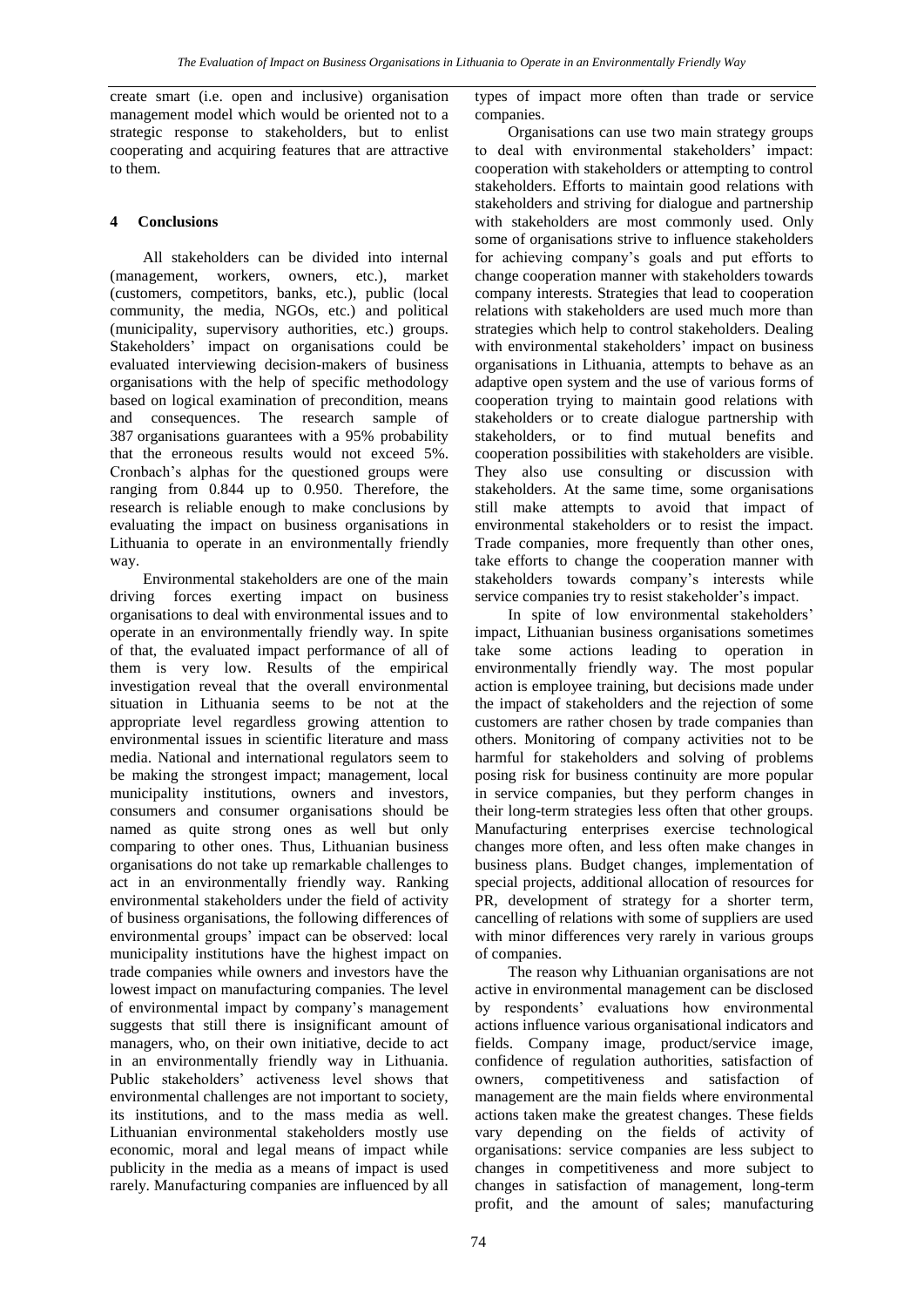create smart (i.e. open and inclusive) organisation management model which would be oriented not to a strategic response to stakeholders, but to enlist cooperating and acquiring features that are attractive to them.

## 4 Conclusions

All stakeholders can be divided into internal (management, workers, owners, etc.), market (customers, competitors, banks, etc.), public (local community, the media, NGOs, etc.) and political (municipality, supervisory authorities, etc.) groups. Stakeholders' impact on organisations could be evaluated interviewing decision-makers of business organisations with the help of specific methodology based on logical examination of precondition, means and consequences. The research sample of 387 organisations guarantees with a 95% probability that the erroneous results would not exceed 5%. Cronbach's alphas for the questioned groups were ranging from 0.844 up to 0.950. Therefore, the research is reliable enough to make conclusions by evaluating the impact on business organisations in Lithuania to operate in an environmentally friendly way.

Environmental stakeholders are one of the main driving forces exerting impact on business organisations to deal with environmental issues and to operate in an environmentally friendly way. In spite of that, the evaluated impact performance of all of them is very low. Results of the empirical investigation reveal that the overall environmental situation in Lithuania seems to be not at the appropriate level regardless growing attention to environmental issues in scientific literature and mass media. National and international regulators seem to be making the strongest impact; management, local municipality institutions, owners and investors, consumers and consumer organisations should be named as quite strong ones as well but only comparing to other ones. Thus, Lithuanian business organisations do not take up remarkable challenges to act in an environmentally friendly way. Ranking environmental stakeholders under the field of activity of business organisations, the following differences of environmental groups' impact can be observed: local municipality institutions have the highest impact on trade companies while owners and investors have the lowest impact on manufacturing companies. The level of environmental impact by company's management suggests that still there is insignificant amount of managers, who, on their own initiative, decide to act in an environmentally friendly way in Lithuania. Public stakeholders' activeness level shows that environmental challenges are not important to society, its institutions, and to the mass media as well. Lithuanian environmental stakeholders mostly use economic, moral and legal means of impact while publicity in the media as a means of impact is used rarely. Manufacturing companies are influenced by all types of impact more often than trade or service companies.

Organisations can use two main strategy groups to deal with environmental stakeholders' impact: cooperation with stakeholders or attempting to control stakeholders. Efforts to maintain good relations with stakeholders and striving for dialogue and partnership with stakeholders are most commonly used. Only some of organisations strive to influence stakeholders for achieving company's goals and put efforts to change cooperation manner with stakeholders towards company interests. Strategies that lead to cooperation relations with stakeholders are used much more than strategies which help to control stakeholders. Dealing with environmental stakeholders' impact on business organisations in Lithuania, attempts to behave as an adaptive open system and the use of various forms of cooperation trying to maintain good relations with stakeholders or to create dialogue partnership with stakeholders, or to find mutual benefits and cooperation possibilities with stakeholders are visible. They also use consulting or discussion with stakeholders. At the same time, some organisations still make attempts to avoid that impact of environmental stakeholders or to resist the impact. Trade companies, more frequently than other ones, take efforts to change the cooperation manner with stakeholders towards company's interests while service companies try to resist stakeholder's impact.

In spite of low environmental stakeholders' impact, Lithuanian business organisations sometimes take some actions leading to operation in environmentally friendly way. The most popular action is employee training, but decisions made under the impact of stakeholders and the rejection of some customers are rather chosen by trade companies than others. Monitoring of company activities not to be harmful for stakeholders and solving of problems posing risk for business continuity are more popular in service companies, but they perform changes in their long-term strategies less often that other groups. Manufacturing enterprises exercise technological changes more often, and less often make changes in business plans. Budget changes, implementation of special projects, additional allocation of resources for PR, development of strategy for a shorter term, cancelling of relations with some of suppliers are used with minor differences very rarely in various groups of companies.

The reason why Lithuanian organisations are not active in environmental management can be disclosed by respondents' evaluations how environmental actions influence various organisational indicators and fields. Company image, product/service image, confidence of regulation authorities, satisfaction of owners, competitiveness and satisfaction of management are the main fields where environmental actions taken make the greatest changes. These fields vary depending on the fields of activity of organisations: service companies are less subject to changes in competitiveness and more subject to changes in satisfaction of management, long-term profit, and the amount of sales; manufacturing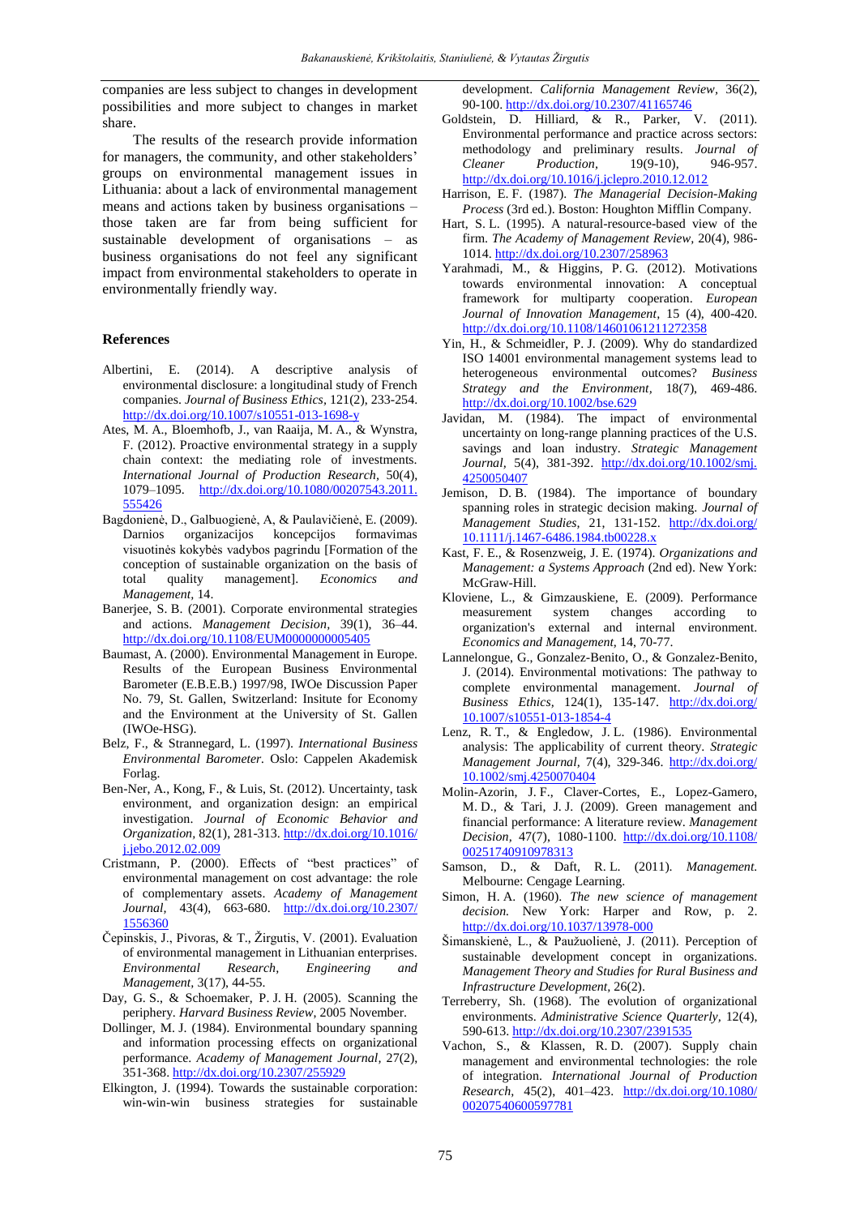companies are less subject to changes in development possibilities and more subject to changes in market share.

The results of the research provide information for managers, the community, and other stakeholders' groups on environmental management issues in Lithuania: about a lack of environmental management means and actions taken by business organisations – those taken are far from being sufficient for sustainable development of organisations – as business organisations do not feel any significant impact from environmental stakeholders to operate in environmentally friendly way.

## References

Albertini, E. (2014). A descriptive analysis of environmental disclosure: a longitudinal study of French companies. *Journal of Business Ethics*, 121(2), 233-254. http://dx.doi.org/10.1007/s10551-013-1698-y

Ates, M. A., Bloemhofb, J., van Raaija, M. A., & Wynstra, F. (2012). Proactive environmental strategy in a supply chain context: the mediating role of investments. *International Journal of Production Research*, 50(4), 1079–1095. http://dx.doi.org/10.1080/00207543.2011.555426

Bagdonienė, D., Galbuogienė, A, & Paulavičienė, E. (2009). Darnios organizacijos koncepcijos formavimas visuotinės kokybės vadybos pagrindu [Formation of the conception of sustainable organization on the basis of total quality management]. *Economics and Management*, 14.

Banerjee, S. B. (2001). Corporate environmental strategies and actions. *Management Decision*, 39(1), 36–44. http://dx.doi.org/10.1108/EUM0000000005405

Baumast, A. (2000). Environmental Management in Europe. Results of the European Business Environmental Barometer (E.B.E.B.) 1997/98, IWOe Discussion Paper No. 79, St. Gallen, Switzerland: Insitute for Economy and the Environment at the University of St. Gallen (IWOe-HSG).

Belz, F., & Strannegard, L. (1997). *International Business Environmental Barometer.* Oslo: Cappelen Akademisk Forlag.

Ben-Ner, A., Kong, F., & Luis, St. (2012). Uncertainty, task environment, and organization design: an empirical investigation. *Journal of Economic Behavior and Organization*, 82(1), 281-313. http://dx.doi.org/10.1016/j.jebo.2012.02.009

Cristmann, P. (2000). Effects of "best practices" of environmental management on cost advantage: the role of complementary assets. *Academy of Management Journal,* 43(4), 663-680. http://dx.doi.org/10.2307/1556360

Čepinskis, J., Pivoras, & T., Žirgutis, V. (2001). Evaluation of environmental management in Lithuanian enterprises. *Environmental Research, Engineering and Management*, 3(17), 44-55.

Day, G. S., & Schoemaker, P. J. H. (2005). Scanning the periphery. *Harvard Business Review*, 2005 November.

Dollinger, M. J. (1984). Environmental boundary spanning and information processing effects on organizational performance. *Academy of Management Journal,* 27(2), 351-368. http://dx.doi.org/10.2307/255929

Elkington, J. (1994). Towards the sustainable corporation: win-win-win business strategies for sustainable development. *California Management Review*, 36(2), 90-100. http://dx.doi.org/10.2307/41165746

Goldstein, D. Hilliard, & R., Parker, V. (2011). Environmental performance and practice across sectors: methodology and preliminary results. *Journal of Cleaner Production*, 19(9-10), 946-957. http://dx.doi.org/10.1016/j.jclepro.2010.12.012

Harrison, E. F. (1987). *The Managerial Decision-Making Process* (3rd ed.). Boston: Houghton Mifflin Company.

Hart, S. L. (1995). A natural-resource-based view of the firm. *The Academy of Management Review*, 20(4), 986-1014. http://dx.doi.org/10.2307/258963

Yarahmadi, M., & Higgins, P. G. (2012). Motivations towards environmental innovation: A conceptual framework for multiparty cooperation. *European Journal of Innovation Management*, 15 (4), 400-420. http://dx.doi.org/10.1108/14601061211272358

Yin, H., & Schmeidler, P. J. (2009). Why do standardized ISO 14001 environmental management systems lead to heterogeneous environmental outcomes? *Business Strategy and the Environment,* 18(7), 469-486. http://dx.doi.org/10.1002/bse.629

Javidan, M. (1984). The impact of environmental uncertainty on long-range planning practices of the U.S. savings and loan industry. *Strategic Management Journal,* 5(4), 381-392. http://dx.doi.org/10.1002/smj.4250050407

Jemison, D. B. (1984). The importance of boundary spanning roles in strategic decision making. *Journal of Management Studies,* 21, 131-152. http://dx.doi.org/10.1111/j.1467-6486.1984.tb00228.x

Kast, F. E., & Rosenzweig, J. E. (1974). *Organizations and Management: a Systems Approach* (2nd ed). New York: McGraw-Hill.

Kloviene, L., & Gimzauskiene, E. (2009). Performance measurement system changes according to organization's external and internal environment. *Economics and Management,* 14, 70-77.

Lannelongue, G., Gonzalez-Benito, O., & Gonzalez-Benito, J. (2014). Environmental motivations: The pathway to complete environmental management. *Journal of Business Ethics,* 124(1), 135-147. http://dx.doi.org/10.1007/s10551-013-1854-4

Lenz, R. T., & Engledow, J. L. (1986). Environmental analysis: The applicability of current theory. *Strategic Management Journal,* 7(4), 329-346. http://dx.doi.org/10.1002/smj.4250070404

Molin-Azorin, J. F., Claver-Cortes, E., Lopez-Gamero, M. D., & Tari, J. J. (2009). Green management and financial performance: A literature review. *Management Decision,* 47(7), 1080-1100. http://dx.doi.org/10.1108/00251740910978313

Samson, D., & Daft, R. L. (2011). *Management.* Melbourne: Cengage Learning.

Simon, H. A. (1960). *The new science of management decision.* New York: Harper and Row, p. 2. http://dx.doi.org/10.1037/13978-000

Šimanskienė, L., & Paužuolienė, J. (2011). Perception of sustainable development concept in organizations. *Management Theory and Studies for Rural Business and Infrastructure Development,* 26(2).

Terreberry, Sh. (1968). The evolution of organizational environments. *Administrative Science Quarterly,* 12(4), 590-613. http://dx.doi.org/10.2307/2391535

Vachon, S., & Klassen, R. D. (2007). Supply chain management and environmental technologies: the role of integration. *International Journal of Production Research,* 45(2), 401–423. http://dx.doi.org/10.1080/00207540600597781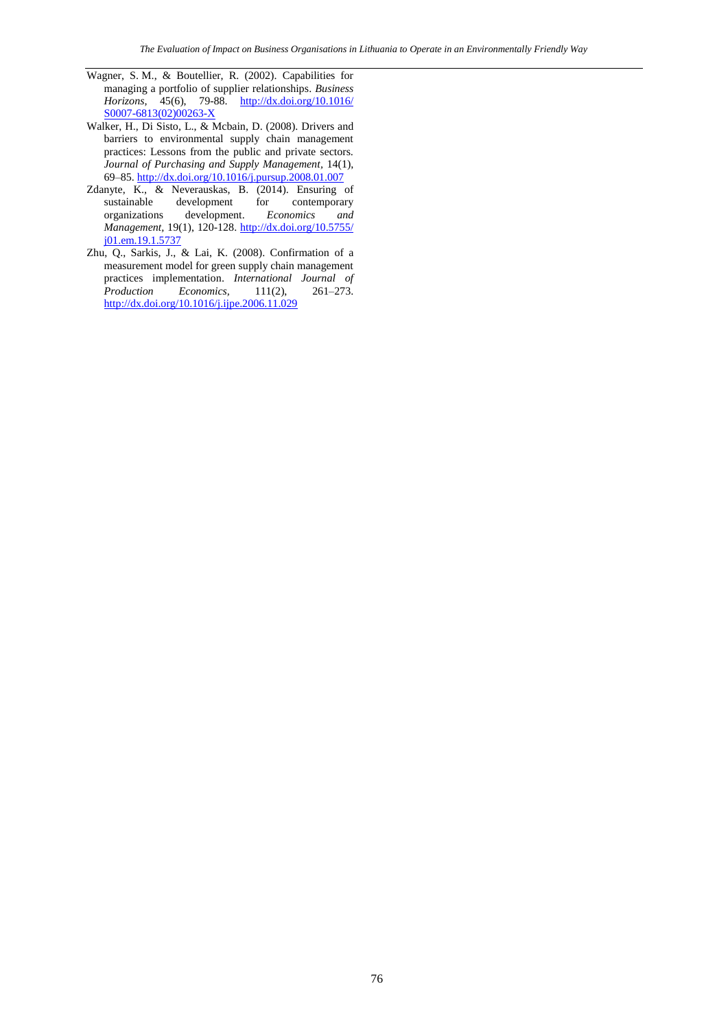Wagner, S. M., & Boutellier, R. (2002). Capabilities for managing a portfolio of supplier relationships. *Business Horizons*, 45(6), 79-88. http://dx.doi.org/10.1016/S0007-6813(02)00263-X

Walker, H., Di Sisto, L., & Mcbain, D. (2008). Drivers and barriers to environmental supply chain management practices: Lessons from the public and private sectors. *Journal of Purchasing and Supply Management*, 14(1), 69–85. http://dx.doi.org/10.1016/j.pursup.2008.01.007

Zdanyte, K., & Neverauskas, B. (2014). Ensuring of sustainable development for contemporary organizations development. *Economics and Management*, 19(1), 120-128. http://dx.doi.org/10.5755/j01.em.19.1.5737

Zhu, Q., Sarkis, J., & Lai, K. (2008). Confirmation of a measurement model for green supply chain management practices implementation. *International Journal of Production Economics*, 111(2), 261–273. http://dx.doi.org/10.1016/j.ijpe.2006.11.029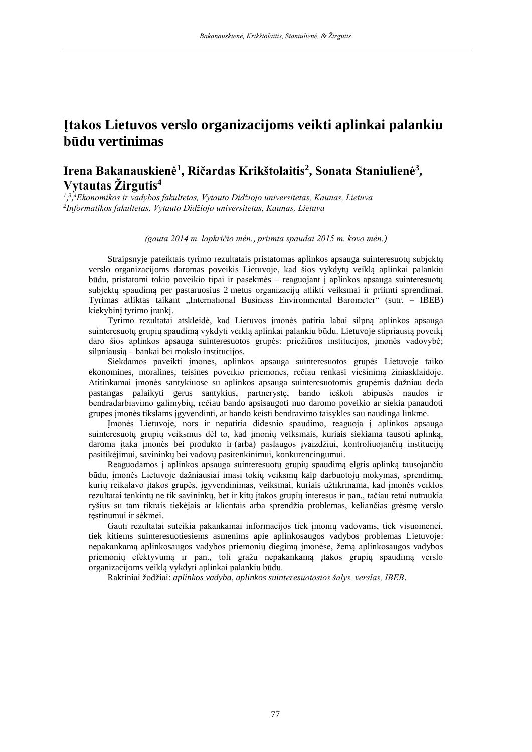# Įtakos Lietuvos verslo organizacijoms veikti aplinkai palankiu būdu vertinimas

## Irena Bakanauskienė[1], Ričardas Krikštolaitis[2], Sonata Staniulienė[3], Vytautas Žirgutis[4]

*[1,3,4]Ekonomikos ir vadybos fakultetas, Vytauto Didžiojo universitetas, Kaunas, Lietuva*
*[2]Informatikos fakultetas, Vytauto Didžiojo universitetas, Kaunas, Lietuva*

*(gauta 2014 m. lapkričio mėn., priimta spaudai 2015 m. kovo mėn.)*

Straipsnyje pateiktais tyrimo rezultatais pristatomas aplinkos apsauga suinteresuotų subjektų verslo organizacijoms daromas poveikis Lietuvoje, kad šios vykdytų veiklą aplinkai palankiu būdu, pristatomi tokio poveikio tipai ir pasekmės – reaguojant į aplinkos apsauga suinteresuotų subjektų spaudimą per pastaruosius 2 metus organizacijų atlikti veiksmai ir priimti sprendimai. Tyrimas atliktas taikant „International Business Environmental Barometer" (sutr. – IBEB) kiekybinį tyrimo įrankį.

Tyrimo rezultatai atskleidė, kad Lietuvos įmonės patiria labai silpną aplinkos apsauga suinteresuotų grupių spaudimą vykdyti veiklą aplinkai palankiu būdu. Lietuvoje stipriausią poveikį daro šios aplinkos apsauga suinteresuotos grupės: priežiūros institucijos, įmonės vadovybė; silpniausią – bankai bei mokslo institucijos.

Siekdamos paveikti įmones, aplinkos apsauga suinteresuotos grupės Lietuvoje taiko ekonomines, moralines, teisines poveikio priemones, rečiau renkasi viešinimą žiniasklaidoje. Atitinkamai įmonės santykiuose su aplinkos apsauga suinteresuotomis grupėmis dažniau deda pastangas palaikyti gerus santykius, partnerystę, bando ieškoti abipusės naudos ir bendradarbiavimo galimybių, rečiau bando apsisaugoti nuo daromo poveikio ar siekia panaudoti grupes įmonės tikslams įgyvendinti, ar bando keisti bendravimo taisykles sau naudinga linkme.

Įmonės Lietuvoje, nors ir nepatiria didesnio spaudimo, reaguoja į aplinkos apsauga suinteresuotų grupių veiksmus dėl to, kad įmonių veiksmais, kuriais siekiama tausoti aplinką, daroma įtaka įmonės bei produkto ir (arba) paslaugos įvaizdžiui, kontroliuojančių institucijų pasitikėjimui, savininkų bei vadovų pasitenkinimui, konkurencingumui.

Reaguodamos į aplinkos apsauga suinteresuotų grupių spaudimą elgtis aplinką tausojančiu būdu, įmonės Lietuvoje dažniausiai imasi tokių veiksmų kaip darbuotojų mokymas, sprendimų, kurių reikalavo įtakos grupės, įgyvendinimas, veiksmai, kuriais užtikrinama, kad įmonės veiklos rezultatai tenkintų ne tik savininkų, bet ir kitų įtakos grupių interesus ir pan., tačiau retai nutraukia ryšius su tam tikrais tiekėjais ar klientais arba sprendžia problemas, keliančias grėsmę verslo tęstinumui ir sėkmei.

Gauti rezultatai suteikia pakankamai informacijos tiek įmonių vadovams, tiek visuomenei, tiek kitiems suinteresuotiesiems asmenims apie aplinkosaugos vadybos problemas Lietuvoje: nepakankamą aplinkosaugos vadybos priemonių diegimą įmonėse, žemą aplinkosaugos vadybos priemonių efektyvumą ir pan., toli gražu nepakankamą įtakos grupių spaudimą verslo organizacijoms veiklą vykdyti aplinkai palankiu būdu.

Raktiniai žodžiai: *aplinkos vadyba, aplinkos suinteresuotosios šalys, verslas, IBEB.*